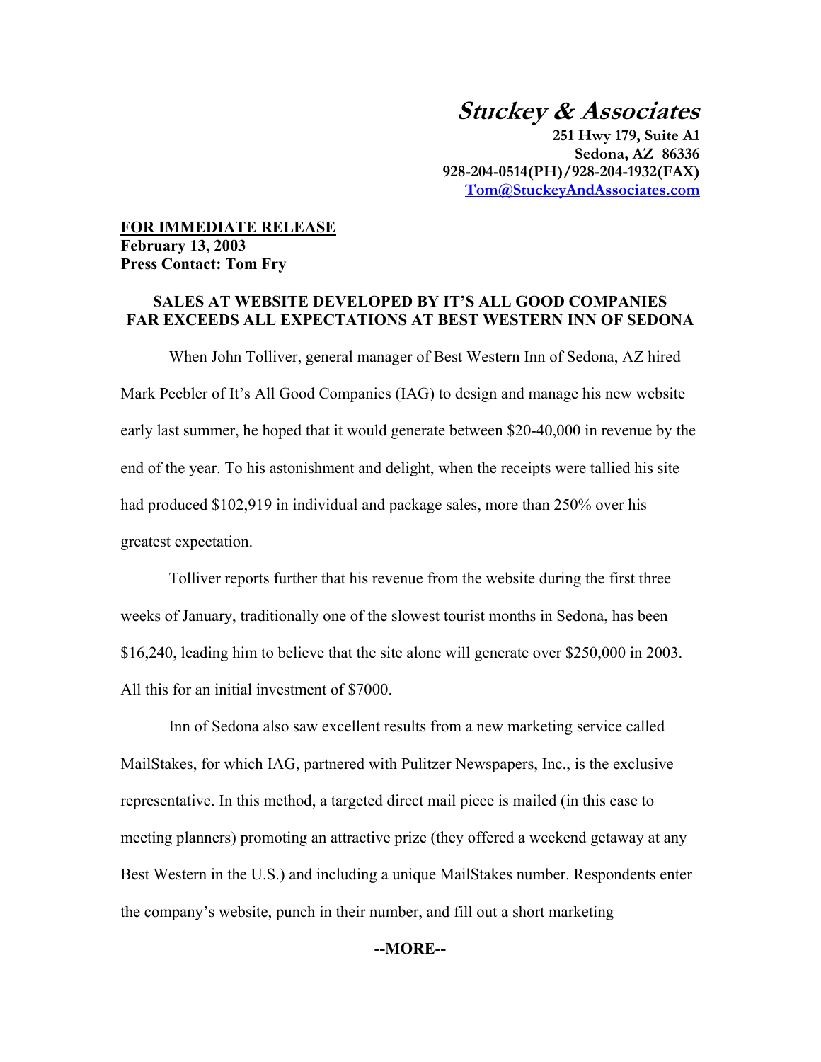# *Stuckey & Associates*

**251 Hwy 179, Suite A1**
**Sedona, AZ 86336**
**928-204-0514(PH)/928-204-1932(FAX)**
**Tom@StuckeyAndAssociates.com**

**FOR IMMEDIATE RELEASE**
**February 13, 2003**
**Press Contact: Tom Fry**

## SALES AT WEBSITE DEVELOPED BY IT'S ALL GOOD COMPANIES FAR EXCEEDS ALL EXPECTATIONS AT BEST WESTERN INN OF SEDONA

When John Tolliver, general manager of Best Western Inn of Sedona, AZ hired Mark Peebler of It's All Good Companies (IAG) to design and manage his new website early last summer, he hoped that it would generate between $20-40,000 in revenue by the end of the year. To his astonishment and delight, when the receipts were tallied his site had produced $102,919 in individual and package sales, more than 250% over his greatest expectation.

Tolliver reports further that his revenue from the website during the first three weeks of January, traditionally one of the slowest tourist months in Sedona, has been $16,240, leading him to believe that the site alone will generate over $250,000 in 2003. All this for an initial investment of $7000.

Inn of Sedona also saw excellent results from a new marketing service called MailStakes, for which IAG, partnered with Pulitzer Newspapers, Inc., is the exclusive representative. In this method, a targeted direct mail piece is mailed (in this case to meeting planners) promoting an attractive prize (they offered a weekend getaway at any Best Western in the U.S.) and including a unique MailStakes number. Respondents enter the company's website, punch in their number, and fill out a short marketing

**--MORE--**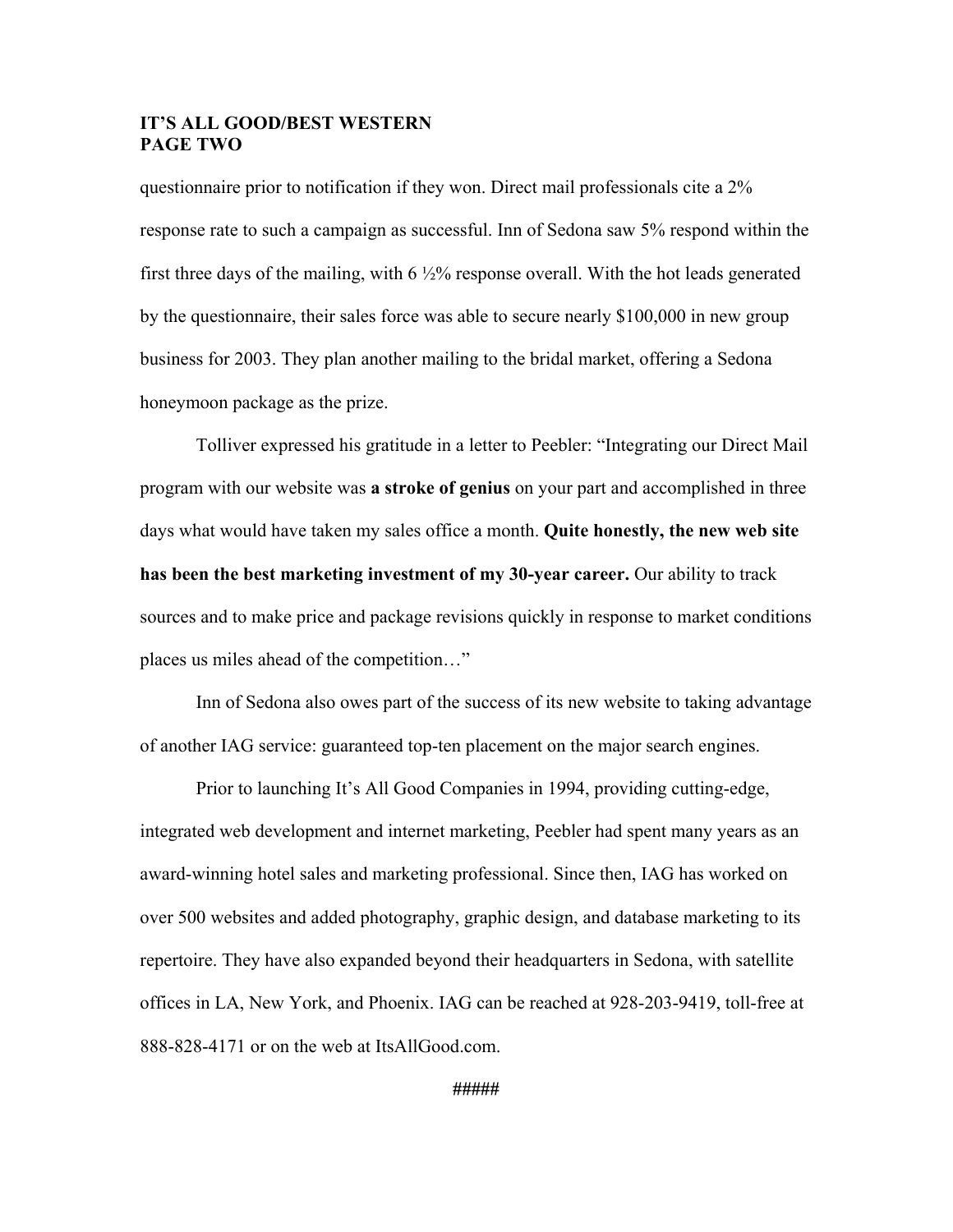questionnaire prior to notification if they won. Direct mail professionals cite a 2% response rate to such a campaign as successful. Inn of Sedona saw 5% respond within the first three days of the mailing, with 6 ½% response overall. With the hot leads generated by the questionnaire, their sales force was able to secure nearly $100,000 in new group business for 2003. They plan another mailing to the bridal market, offering a Sedona honeymoon package as the prize.

Tolliver expressed his gratitude in a letter to Peebler: "Integrating our Direct Mail program with our website was **a stroke of genius** on your part and accomplished in three days what would have taken my sales office a month. **Quite honestly, the new web site has been the best marketing investment of my 30-year career.** Our ability to track sources and to make price and package revisions quickly in response to market conditions places us miles ahead of the competition…"

Inn of Sedona also owes part of the success of its new website to taking advantage of another IAG service: guaranteed top-ten placement on the major search engines.

Prior to launching It's All Good Companies in 1994, providing cutting-edge, integrated web development and internet marketing, Peebler had spent many years as an award-winning hotel sales and marketing professional. Since then, IAG has worked on over 500 websites and added photography, graphic design, and database marketing to its repertoire. They have also expanded beyond their headquarters in Sedona, with satellite offices in LA, New York, and Phoenix. IAG can be reached at 928-203-9419, toll-free at 888-828-4171 or on the web at ItsAllGood.com.

#####